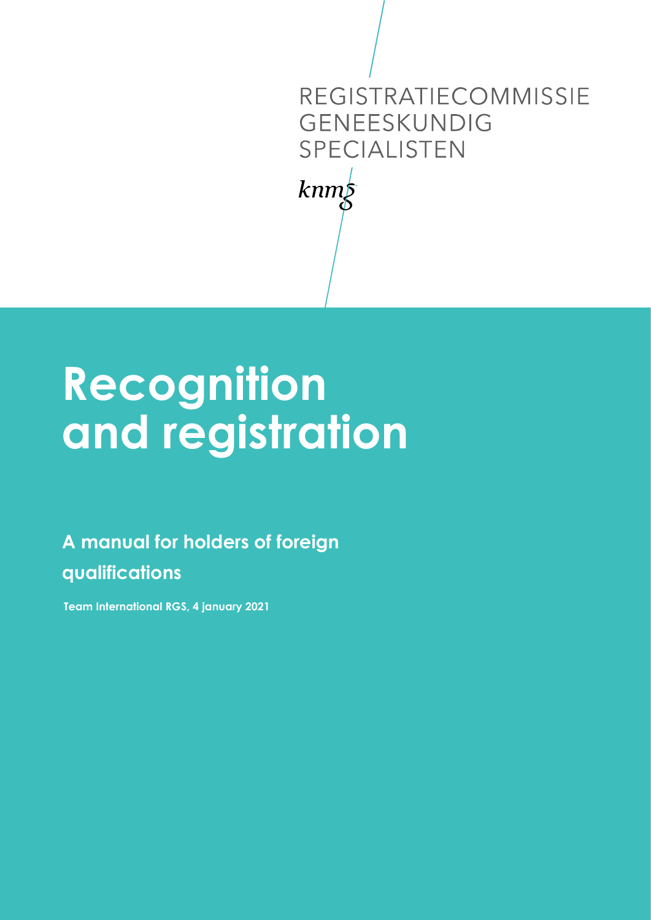REGISTRATIECOMMISSIE
GENEESKUNDIG
SPECIALISTEN

*knmg*

# Recognition and registration

## A manual for holders of foreign qualifications

**Team International RGS, 4 january 2021**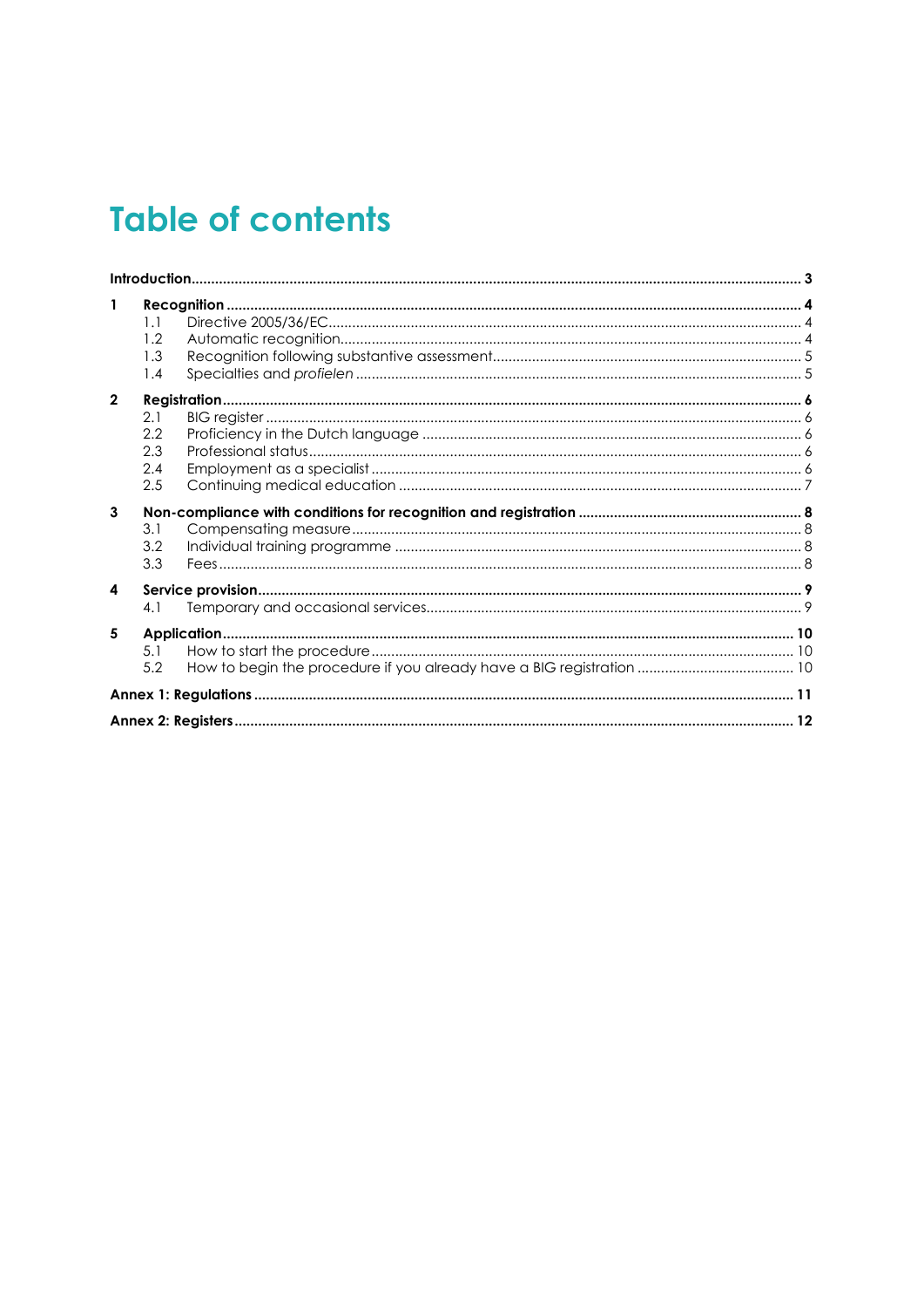# Table of contents

**Introduction** ........ **3**

**1 Recognition** ........ **4**
- 1.1 Directive 2005/36/EC ........ 4
- 1.2 Automatic recognition ........ 4
- 1.3 Recognition following substantive assessment ........ 5
- 1.4 Specialties and *profielen* ........ 5

**2 Registration** ........ **6**
- 2.1 BIG register ........ 6
- 2.2 Proficiency in the Dutch language ........ 6
- 2.3 Professional status ........ 6
- 2.4 Employment as a specialist ........ 6
- 2.5 Continuing medical education ........ 7

**3 Non-compliance with conditions for recognition and registration** ........ **8**
- 3.1 Compensating measure ........ 8
- 3.2 Individual training programme ........ 8
- 3.3 Fees ........ 8

**4 Service provision** ........ **9**
- 4.1 Temporary and occasional services ........ 9

**5 Application** ........ **10**
- 5.1 How to start the procedure ........ 10
- 5.2 How to begin the procedure if you already have a BIG registration ........ 10

**Annex 1: Regulations** ........ **11**

**Annex 2: Registers** ........ **12**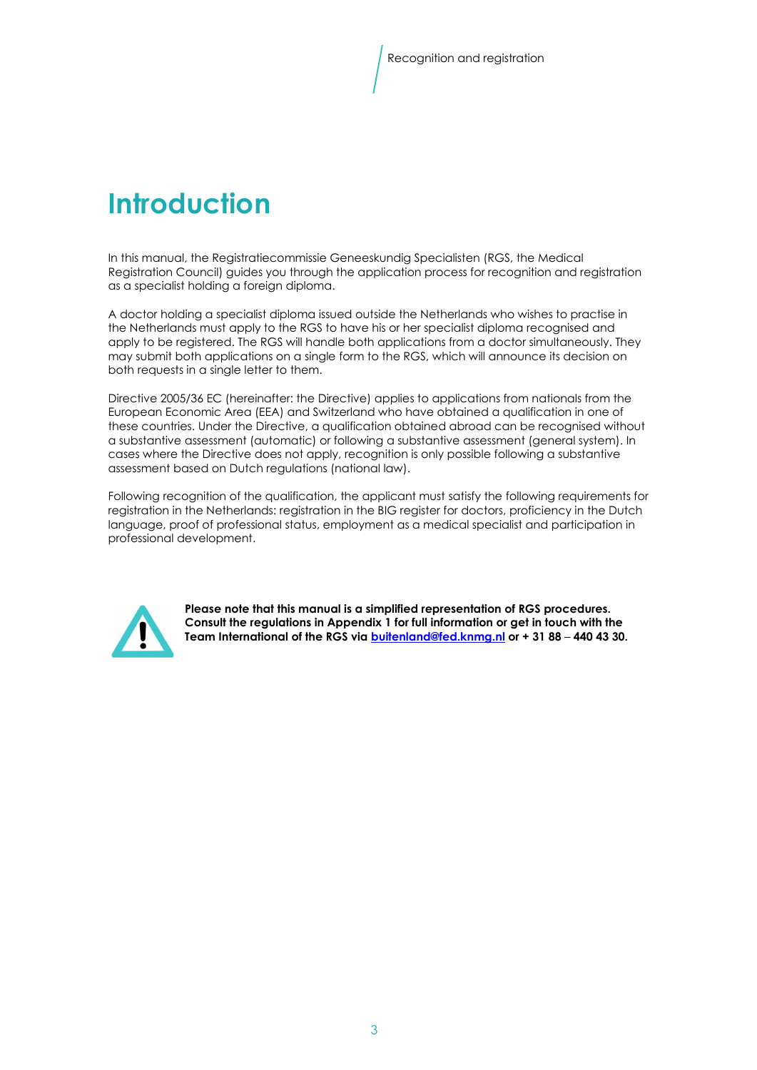# Introduction

In this manual, the Registratiecommissie Geneeskundig Specialisten (RGS, the Medical Registration Council) guides you through the application process for recognition and registration as a specialist holding a foreign diploma.

A doctor holding a specialist diploma issued outside the Netherlands who wishes to practise in the Netherlands must apply to the RGS to have his or her specialist diploma recognised and apply to be registered. The RGS will handle both applications from a doctor simultaneously. They may submit both applications on a single form to the RGS, which will announce its decision on both requests in a single letter to them.

Directive 2005/36 EC (hereinafter: the Directive) applies to applications from nationals from the European Economic Area (EEA) and Switzerland who have obtained a qualification in one of these countries. Under the Directive, a qualification obtained abroad can be recognised without a substantive assessment (automatic) or following a substantive assessment (general system). In cases where the Directive does not apply, recognition is only possible following a substantive assessment based on Dutch regulations (national law).

Following recognition of the qualification, the applicant must satisfy the following requirements for registration in the Netherlands: registration in the BIG register for doctors, proficiency in the Dutch language, proof of professional status, employment as a medical specialist and participation in professional development.

**Please note that this manual is a simplified representation of RGS procedures. Consult the regulations in Appendix 1 for full information or get in touch with the Team International of the RGS via [buitenland@fed.knmg.nl](mailto:buitenland@fed.knmg.nl) or + 31 88 – 440 43 30.**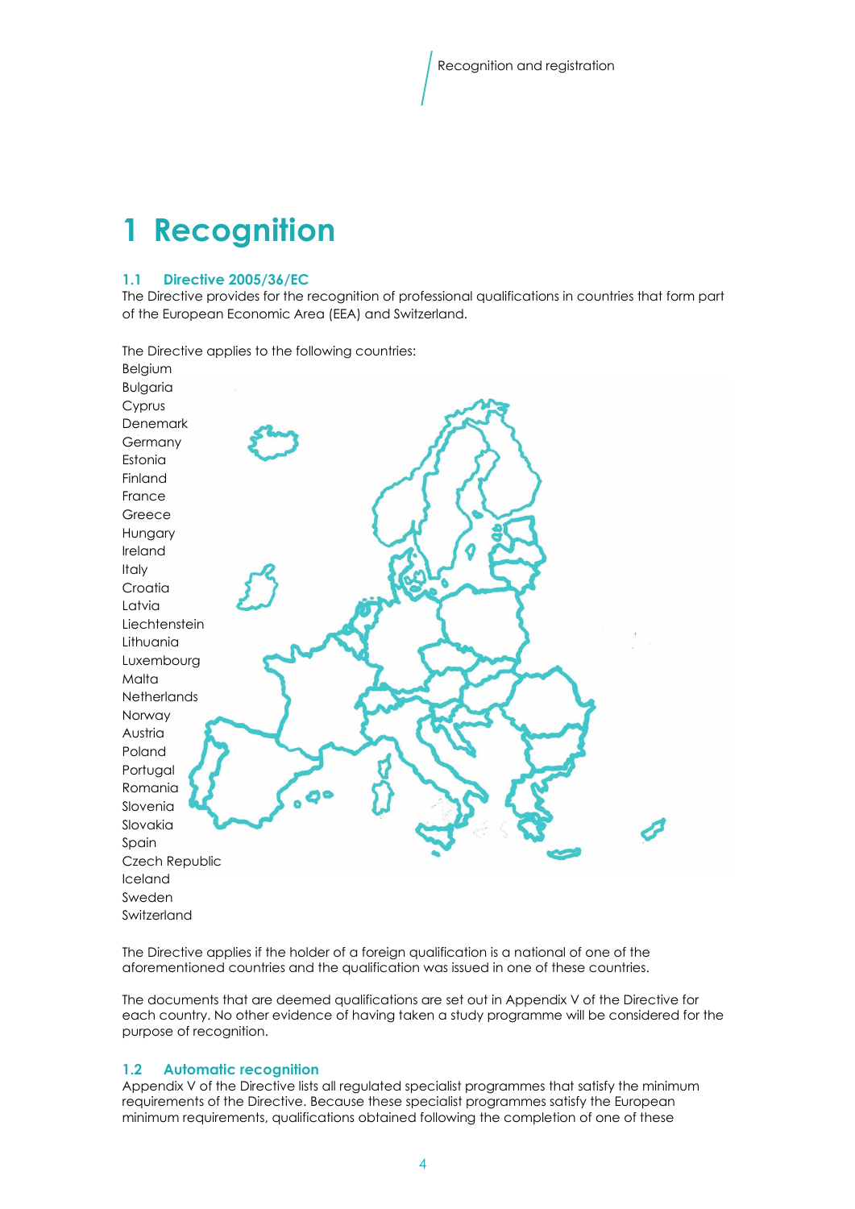# 1 Recognition

## 1.1 Directive 2005/36/EC

The Directive provides for the recognition of professional qualifications in countries that form part of the European Economic Area (EEA) and Switzerland.

The Directive applies to the following countries:

Belgium
Bulgaria
Cyprus
Denemark
Germany
Estonia
Finland
France
Greece
Hungary
Ireland
Italy
Croatia
Latvia
Liechtenstein
Lithuania
Luxembourg
Malta
Netherlands
Norway
Austria
Poland
Portugal
Romania
Slovenia
Slovakia
Spain
Czech Republic
Iceland
Sweden
Switzerland

The Directive applies if the holder of a foreign qualification is a national of one of the aforementioned countries and the qualification was issued in one of these countries.

The documents that are deemed qualifications are set out in Appendix V of the Directive for each country. No other evidence of having taken a study programme will be considered for the purpose of recognition.

## 1.2 Automatic recognition

Appendix V of the Directive lists all regulated specialist programmes that satisfy the minimum requirements of the Directive. Because these specialist programmes satisfy the European minimum requirements, qualifications obtained following the completion of one of these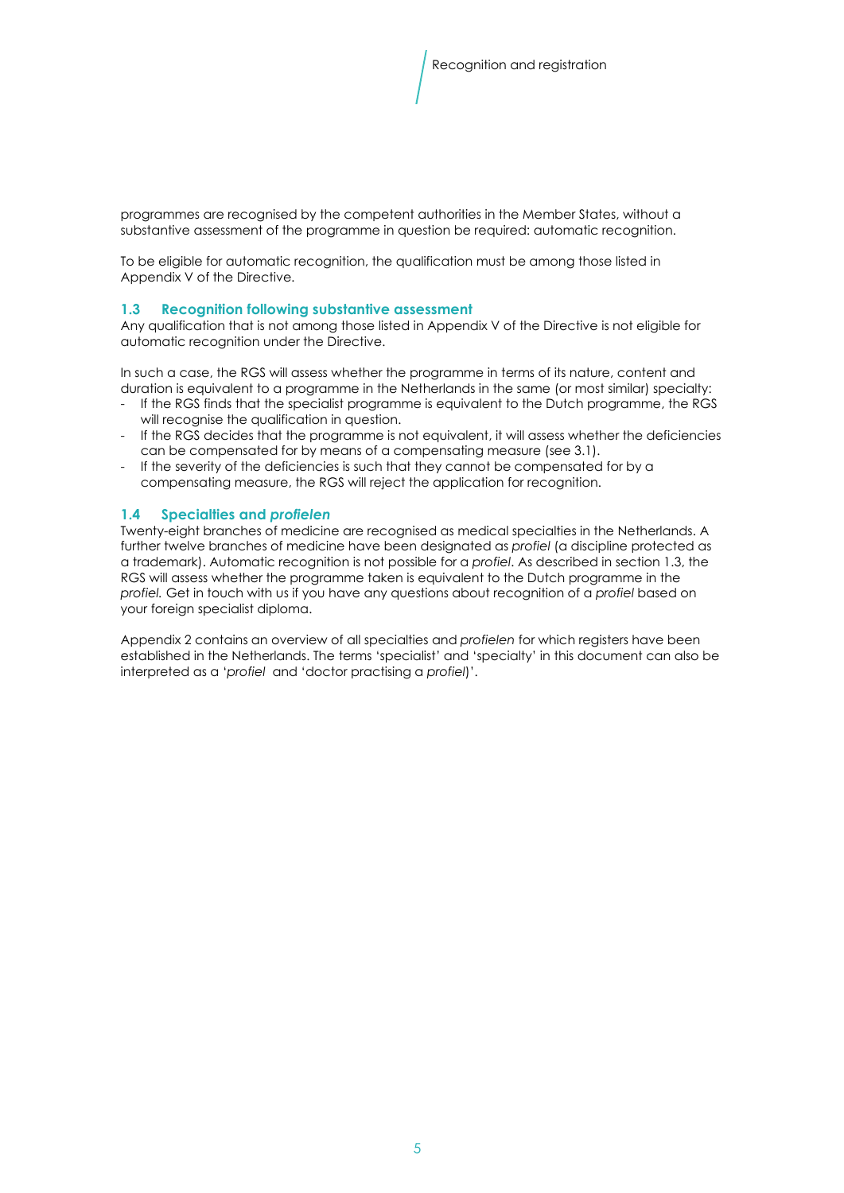programmes are recognised by the competent authorities in the Member States, without a substantive assessment of the programme in question be required: automatic recognition.

To be eligible for automatic recognition, the qualification must be among those listed in Appendix V of the Directive.

### 1.3 Recognition following substantive assessment

Any qualification that is not among those listed in Appendix V of the Directive is not eligible for automatic recognition under the Directive.

In such a case, the RGS will assess whether the programme in terms of its nature, content and duration is equivalent to a programme in the Netherlands in the same (or most similar) specialty:

- If the RGS finds that the specialist programme is equivalent to the Dutch programme, the RGS will recognise the qualification in question.
- If the RGS decides that the programme is not equivalent, it will assess whether the deficiencies can be compensated for by means of a compensating measure (see 3.1).
- If the severity of the deficiencies is such that they cannot be compensated for by a compensating measure, the RGS will reject the application for recognition.

### 1.4 Specialties and *profielen*

Twenty-eight branches of medicine are recognised as medical specialties in the Netherlands. A further twelve branches of medicine have been designated as *profiel* (a discipline protected as a trademark). Automatic recognition is not possible for a *profiel*. As described in section 1.3, the RGS will assess whether the programme taken is equivalent to the Dutch programme in the *profiel.* Get in touch with us if you have any questions about recognition of a *profiel* based on your foreign specialist diploma.

Appendix 2 contains an overview of all specialties and *profielen* for which registers have been established in the Netherlands. The terms 'specialist' and 'specialty' in this document can also be interpreted as a '*profiel* and 'doctor practising a *profiel*)'.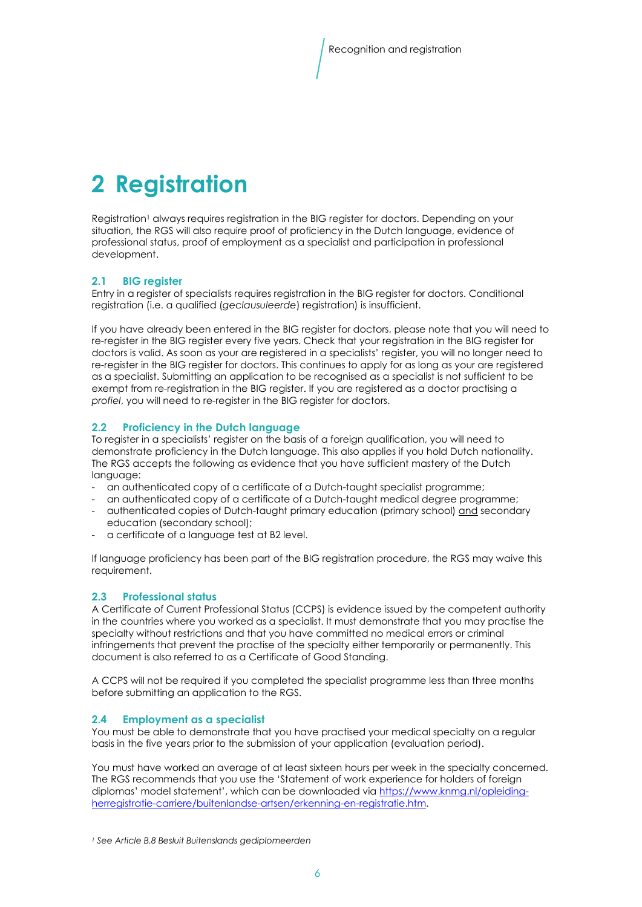# 2 Registration

Registration[1] always requires registration in the BIG register for doctors. Depending on your situation, the RGS will also require proof of proficiency in the Dutch language, evidence of professional status, proof of employment as a specialist and participation in professional development.

## 2.1 BIG register

Entry in a register of specialists requires registration in the BIG register for doctors. Conditional registration (i.e. a qualified (*geclausuleerde*) registration) is insufficient.

If you have already been entered in the BIG register for doctors, please note that you will need to re-register in the BIG register every five years. Check that your registration in the BIG register for doctors is valid. As soon as your are registered in a specialists' register, you will no longer need to re-register in the BIG register for doctors. This continues to apply for as long as your are registered as a specialist. Submitting an application to be recognised as a specialist is not sufficient to be exempt from re-registration in the BIG register. If you are registered as a doctor practising a *profiel*, you will need to re-register in the BIG register for doctors.

## 2.2 Proficiency in the Dutch language

To register in a specialists' register on the basis of a foreign qualification, you will need to demonstrate proficiency in the Dutch language. This also applies if you hold Dutch nationality. The RGS accepts the following as evidence that you have sufficient mastery of the Dutch language:

- an authenticated copy of a certificate of a Dutch-taught specialist programme;
- an authenticated copy of a certificate of a Dutch-taught medical degree programme;
- authenticated copies of Dutch-taught primary education (primary school) <u>and</u> secondary education (secondary school);
- a certificate of a language test at B2 level.

If language proficiency has been part of the BIG registration procedure, the RGS may waive this requirement.

## 2.3 Professional status

A Certificate of Current Professional Status (CCPS) is evidence issued by the competent authority in the countries where you worked as a specialist. It must demonstrate that you may practise the specialty without restrictions and that you have committed no medical errors or criminal infringements that prevent the practise of the specialty either temporarily or permanently. This document is also referred to as a Certificate of Good Standing.

A CCPS will not be required if you completed the specialist programme less than three months before submitting an application to the RGS.

## 2.4 Employment as a specialist

You must be able to demonstrate that you have practised your medical specialty on a regular basis in the five years prior to the submission of your application (evaluation period).

You must have worked an average of at least sixteen hours per week in the specialty concerned. The RGS recommends that you use the 'Statement of work experience for holders of foreign diplomas' model statement', which can be downloaded via [https://www.knmg.nl/opleiding-herregistratie-carriere/buitenlandse-artsen/erkenning-en-registratie.htm](https://www.knmg.nl/opleiding-herregistratie-carriere/buitenlandse-artsen/erkenning-en-registratie.htm).

[1] *See Article B.8 Besluit Buitenslands gediplomeerden*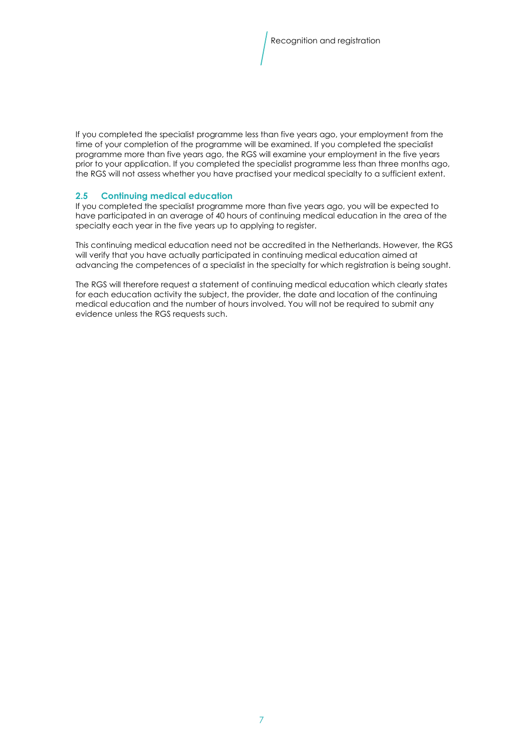If you completed the specialist programme less than five years ago, your employment from the time of your completion of the programme will be examined. If you completed the specialist programme more than five years ago, the RGS will examine your employment in the five years prior to your application. If you completed the specialist programme less than three months ago, the RGS will not assess whether you have practised your medical specialty to a sufficient extent.

### 2.5 Continuing medical education

If you completed the specialist programme more than five years ago, you will be expected to have participated in an average of 40 hours of continuing medical education in the area of the specialty each year in the five years up to applying to register.

This continuing medical education need not be accredited in the Netherlands. However, the RGS will verify that you have actually participated in continuing medical education aimed at advancing the competences of a specialist in the specialty for which registration is being sought.

The RGS will therefore request a statement of continuing medical education which clearly states for each education activity the subject, the provider, the date and location of the continuing medical education and the number of hours involved. You will not be required to submit any evidence unless the RGS requests such.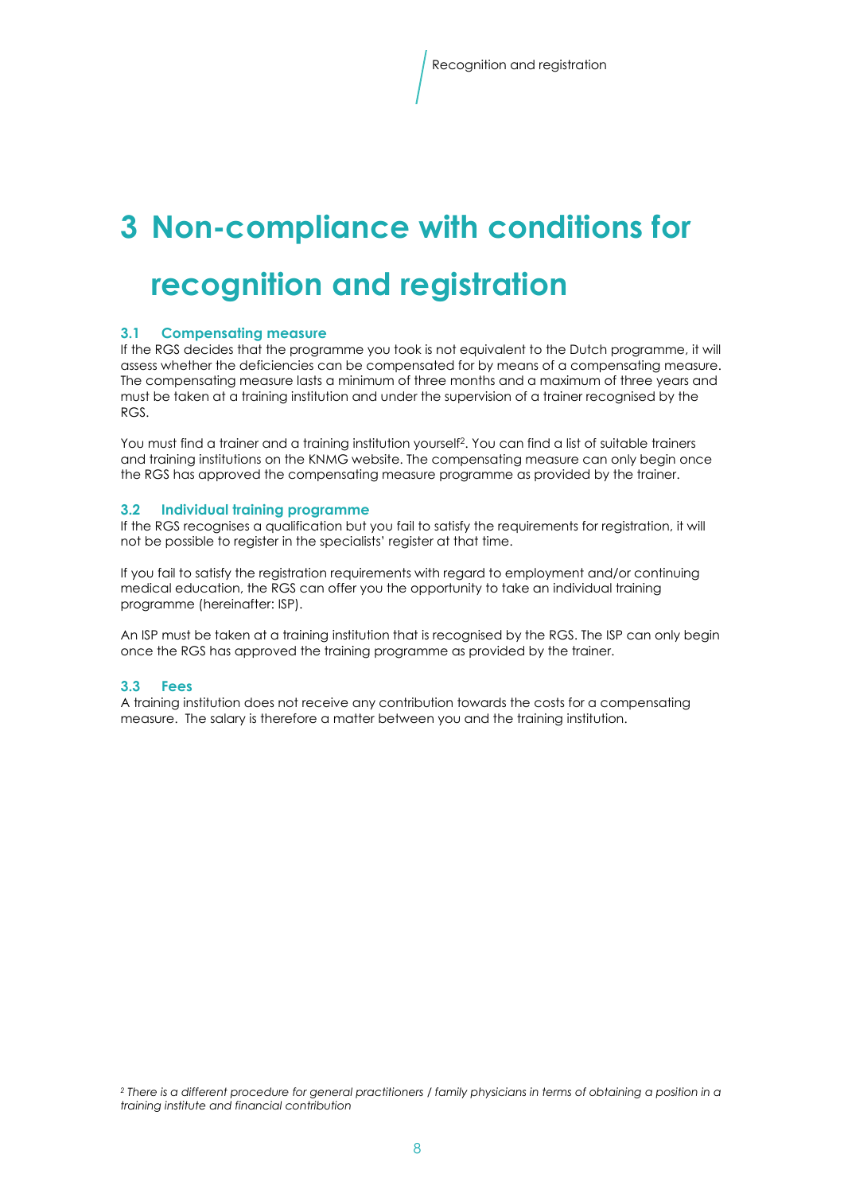# 3 Non-compliance with conditions for recognition and registration

## 3.1 Compensating measure

If the RGS decides that the programme you took is not equivalent to the Dutch programme, it will assess whether the deficiencies can be compensated for by means of a compensating measure. The compensating measure lasts a minimum of three months and a maximum of three years and must be taken at a training institution and under the supervision of a trainer recognised by the RGS.

You must find a trainer and a training institution yourself[2]. You can find a list of suitable trainers and training institutions on the KNMG website. The compensating measure can only begin once the RGS has approved the compensating measure programme as provided by the trainer.

## 3.2 Individual training programme

If the RGS recognises a qualification but you fail to satisfy the requirements for registration, it will not be possible to register in the specialists' register at that time.

If you fail to satisfy the registration requirements with regard to employment and/or continuing medical education, the RGS can offer you the opportunity to take an individual training programme (hereinafter: ISP).

An ISP must be taken at a training institution that is recognised by the RGS. The ISP can only begin once the RGS has approved the training programme as provided by the trainer.

## 3.3 Fees

A training institution does not receive any contribution towards the costs for a compensating measure. The salary is therefore a matter between you and the training institution.

[2] *There is a different procedure for general practitioners / family physicians in terms of obtaining a position in a training institute and financial contribution*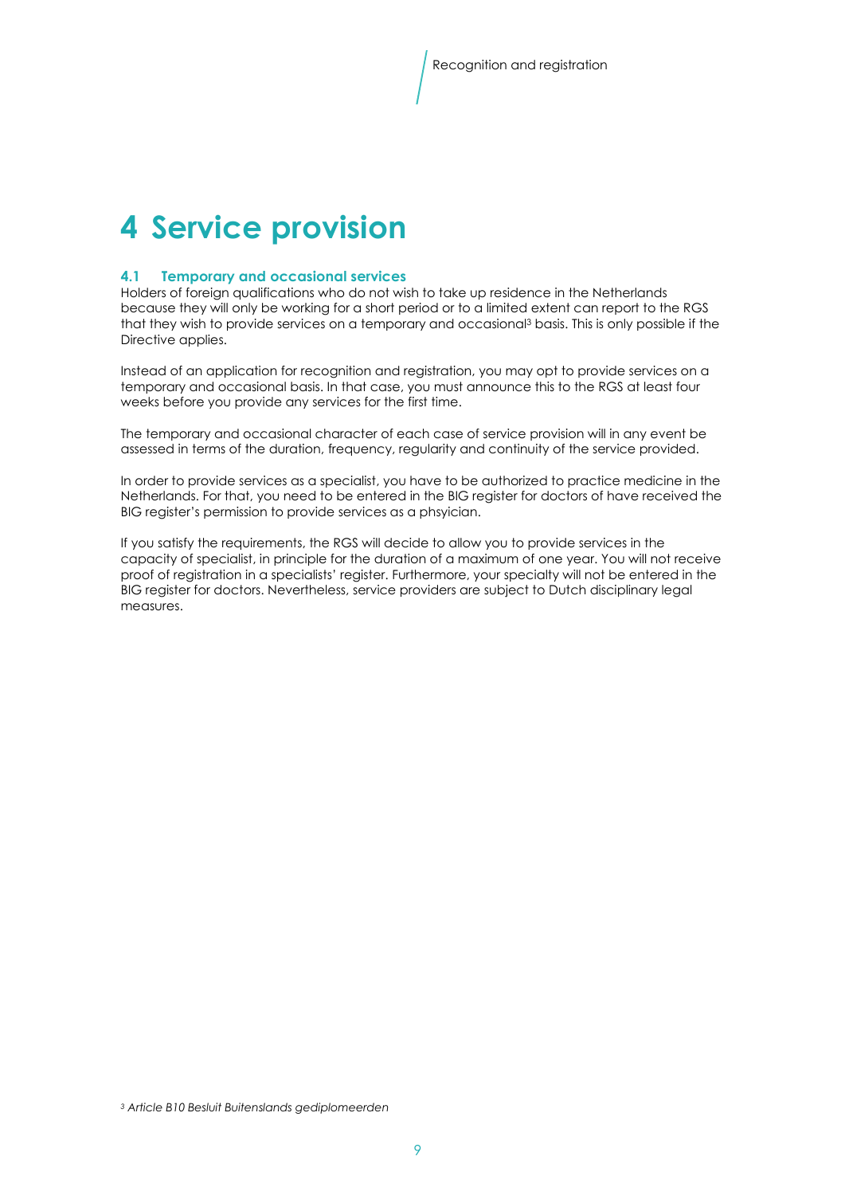# 4 Service provision

## 4.1 Temporary and occasional services

Holders of foreign qualifications who do not wish to take up residence in the Netherlands because they will only be working for a short period or to a limited extent can report to the RGS that they wish to provide services on a temporary and occasional[3] basis. This is only possible if the Directive applies.

Instead of an application for recognition and registration, you may opt to provide services on a temporary and occasional basis. In that case, you must announce this to the RGS at least four weeks before you provide any services for the first time.

The temporary and occasional character of each case of service provision will in any event be assessed in terms of the duration, frequency, regularity and continuity of the service provided.

In order to provide services as a specialist, you have to be authorized to practice medicine in the Netherlands. For that, you need to be entered in the BIG register for doctors of have received the BIG register's permission to provide services as a phsyician.

If you satisfy the requirements, the RGS will decide to allow you to provide services in the capacity of specialist, in principle for the duration of a maximum of one year. You will not receive proof of registration in a specialists' register. Furthermore, your specialty will not be entered in the BIG register for doctors. Nevertheless, service providers are subject to Dutch disciplinary legal measures.

[3] *Article B10 Besluit Buitenslands gediplomeerden*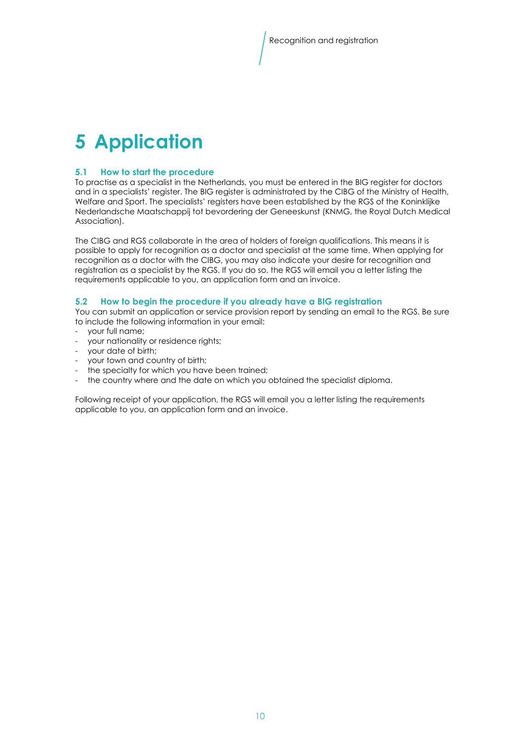# 5 Application

## 5.1 How to start the procedure

To practise as a specialist in the Netherlands, you must be entered in the BIG register for doctors and in a specialists' register. The BIG register is administrated by the CIBG of the Ministry of Health, Welfare and Sport. The specialists' registers have been established by the RGS of the Koninklijke Nederlandsche Maatschappij tot bevordering der Geneeskunst (KNMG, the Royal Dutch Medical Association).

The CIBG and RGS collaborate in the area of holders of foreign qualifications. This means it is possible to apply for recognition as a doctor and specialist at the same time. When applying for recognition as a doctor with the CIBG, you may also indicate your desire for recognition and registration as a specialist by the RGS. If you do so, the RGS will email you a letter listing the requirements applicable to you, an application form and an invoice.

## 5.2 How to begin the procedure if you already have a BIG registration

You can submit an application or service provision report by sending an email to the RGS. Be sure to include the following information in your email:

- your full name;
- your nationality or residence rights;
- your date of birth;
- your town and country of birth;
- the specialty for which you have been trained;
- the country where and the date on which you obtained the specialist diploma.

Following receipt of your application, the RGS will email you a letter listing the requirements applicable to you, an application form and an invoice.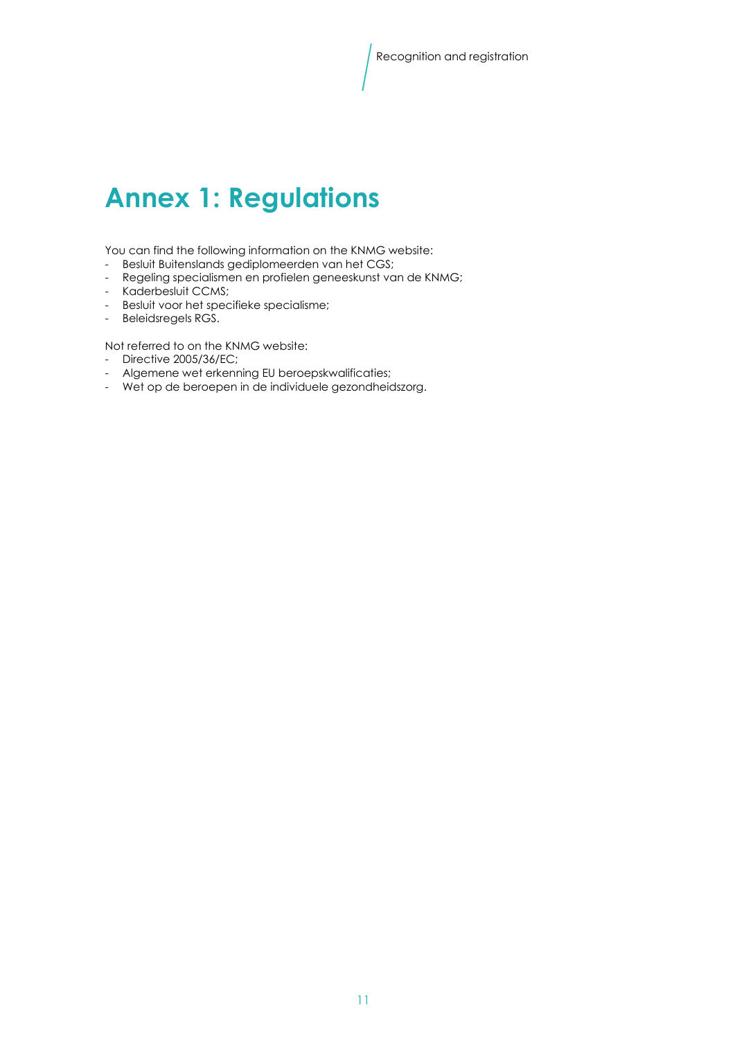# Annex 1: Regulations

You can find the following information on the KNMG website:

- Besluit Buitenslands gediplomeerden van het CGS;
- Regeling specialismen en profielen geneeskunst van de KNMG;
- Kaderbesluit CCMS;
- Besluit voor het specifieke specialisme;
- Beleidsregels RGS.

Not referred to on the KNMG website:

- Directive 2005/36/EC;
- Algemene wet erkenning EU beroepskwalificaties;
- Wet op de beroepen in de individuele gezondheidszorg.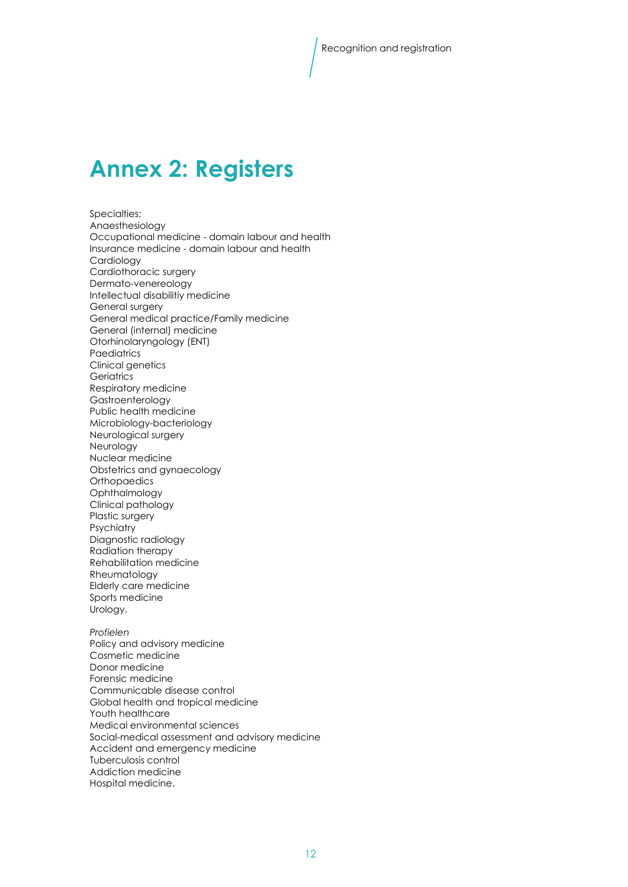# Annex 2: Registers

Specialties:
Anaesthesiology
Occupational medicine - domain labour and health
Insurance medicine - domain labour and health
Cardiology
Cardiothoracic surgery
Dermato-venereology
Intellectual disabilitiy medicine
General surgery
General medical practice/Family medicine
General (internal) medicine
Otorhinolaryngology (ENT)
Paediatrics
Clinical genetics
Geriatrics
Respiratory medicine
Gastroenterology
Public health medicine
Microbiology-bacteriology
Neurological surgery
Neurology
Nuclear medicine
Obstetrics and gynaecology
Orthopaedics
Ophthalmology
Clinical pathology
Plastic surgery
Psychiatry
Diagnostic radiology
Radiation therapy
Rehabilitation medicine
Rheumatology
Elderly care medicine
Sports medicine
Urology.

*Profielen*
Policy and advisory medicine
Cosmetic medicine
Donor medicine
Forensic medicine
Communicable disease control
Global health and tropical medicine
Youth healthcare
Medical environmental sciences
Social-medical assessment and advisory medicine
Accident and emergency medicine
Tuberculosis control
Addiction medicine
Hospital medicine.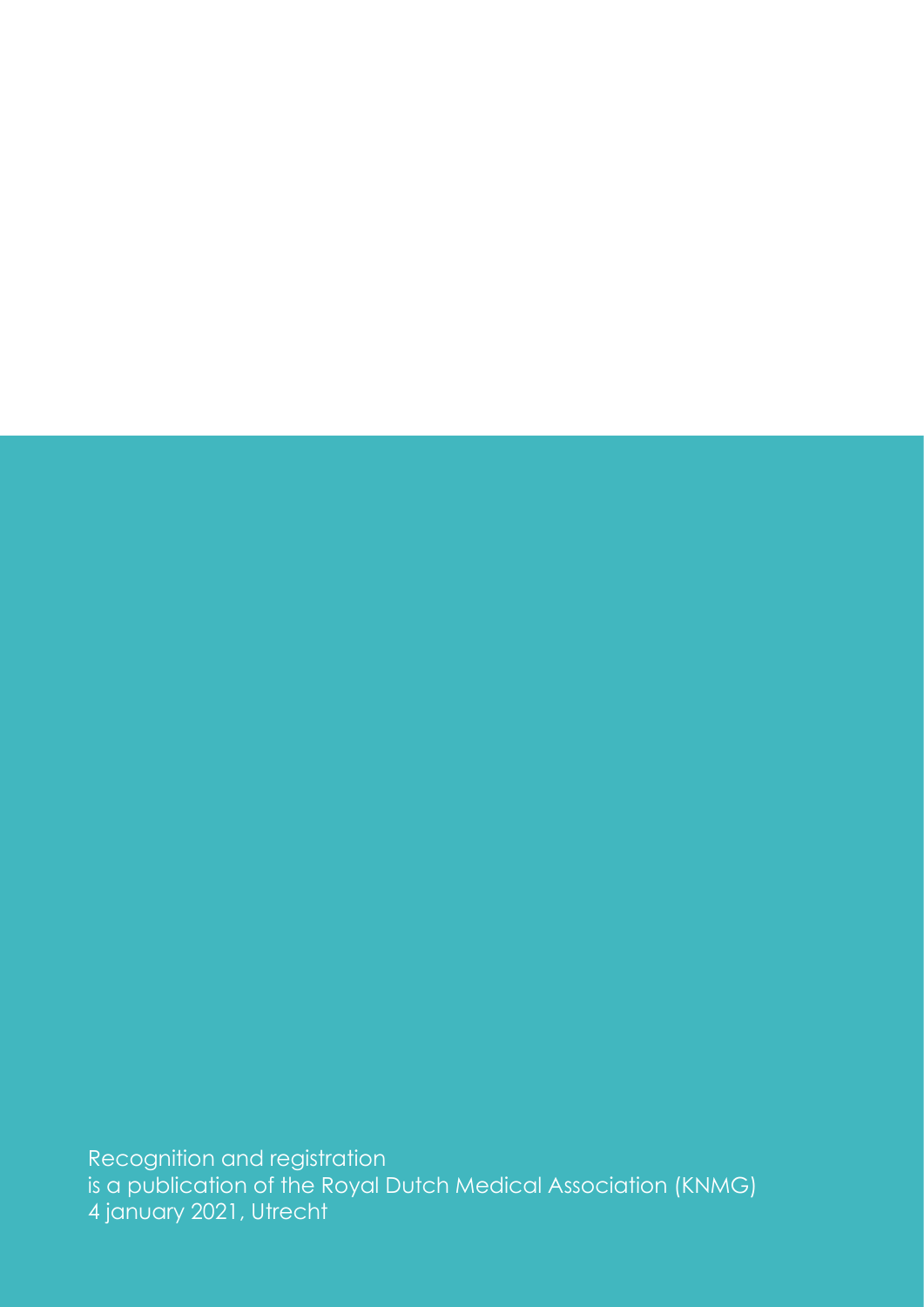Recognition and registration
is a publication of the Royal Dutch Medical Association (KNMG)
4 january 2021, Utrecht